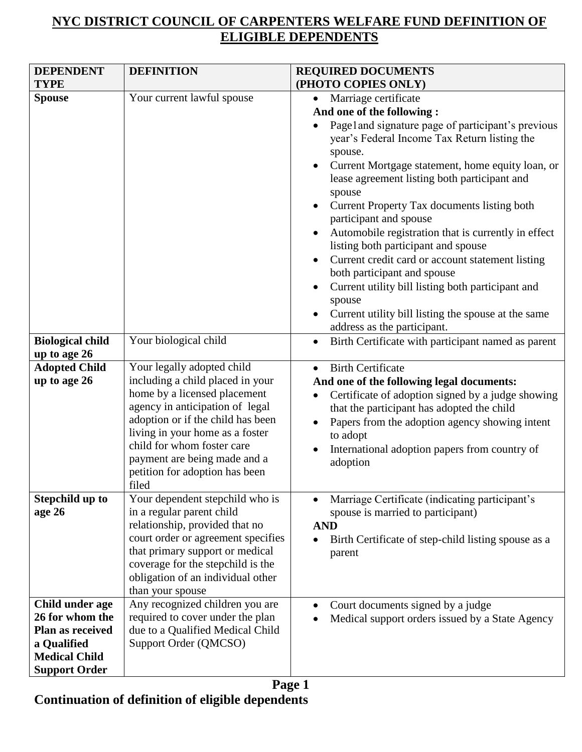# NYC DISTRICT COUNCIL OF CARPENTERS WELFARE FUND DEFINITION OF ELIGIBLE DEPENDENTS

| DEPENDENT TYPE | DEFINITION | REQUIRED DOCUMENTS (PHOTO COPIES ONLY) |
| --- | --- | --- |
| **Spouse** | Your current lawful spouse | • Marriage certificate<br>**And one of the following :**<br>• Page1and signature page of participant's previous year's Federal Income Tax Return listing the spouse.<br>• Current Mortgage statement, home equity loan, or lease agreement listing both participant and spouse<br>• Current Property Tax documents listing both participant and spouse<br>• Automobile registration that is currently in effect listing both participant and spouse<br>• Current credit card or account statement listing both participant and spouse<br>• Current utility bill listing both participant and spouse<br>• Current utility bill listing the spouse at the same address as the participant. |
| **Biological child up to age 26** | Your biological child | • Birth Certificate with participant named as parent |
| **Adopted Child up to age 26** | Your legally adopted child including a child placed in your home by a licensed placement agency in anticipation of legal adoption or if the child has been living in your home as a foster child for whom foster care payment are being made and a petition for adoption has been filed | • Birth Certificate<br>**And one of the following legal documents:**<br>• Certificate of adoption signed by a judge showing that the participant has adopted the child<br>• Papers from the adoption agency showing intent to adopt<br>• International adoption papers from country of adoption |
| **Stepchild up to age 26** | Your dependent stepchild who is in a regular parent child relationship, provided that no court order or agreement specifies that primary support or medical coverage for the stepchild is the obligation of an individual other than your spouse | • Marriage Certificate (indicating participant's spouse is married to participant)<br>**AND**<br>• Birth Certificate of step-child listing spouse as a parent |
| **Child under age 26 for whom the Plan as received a Qualified Medical Child Support Order** | Any recognized children you are required to cover under the plan due to a Qualified Medical Child Support Order (QMCSO) | • Court documents signed by a judge<br>• Medical support orders issued by a State Agency |

**Continuation of definition of eligible dependents**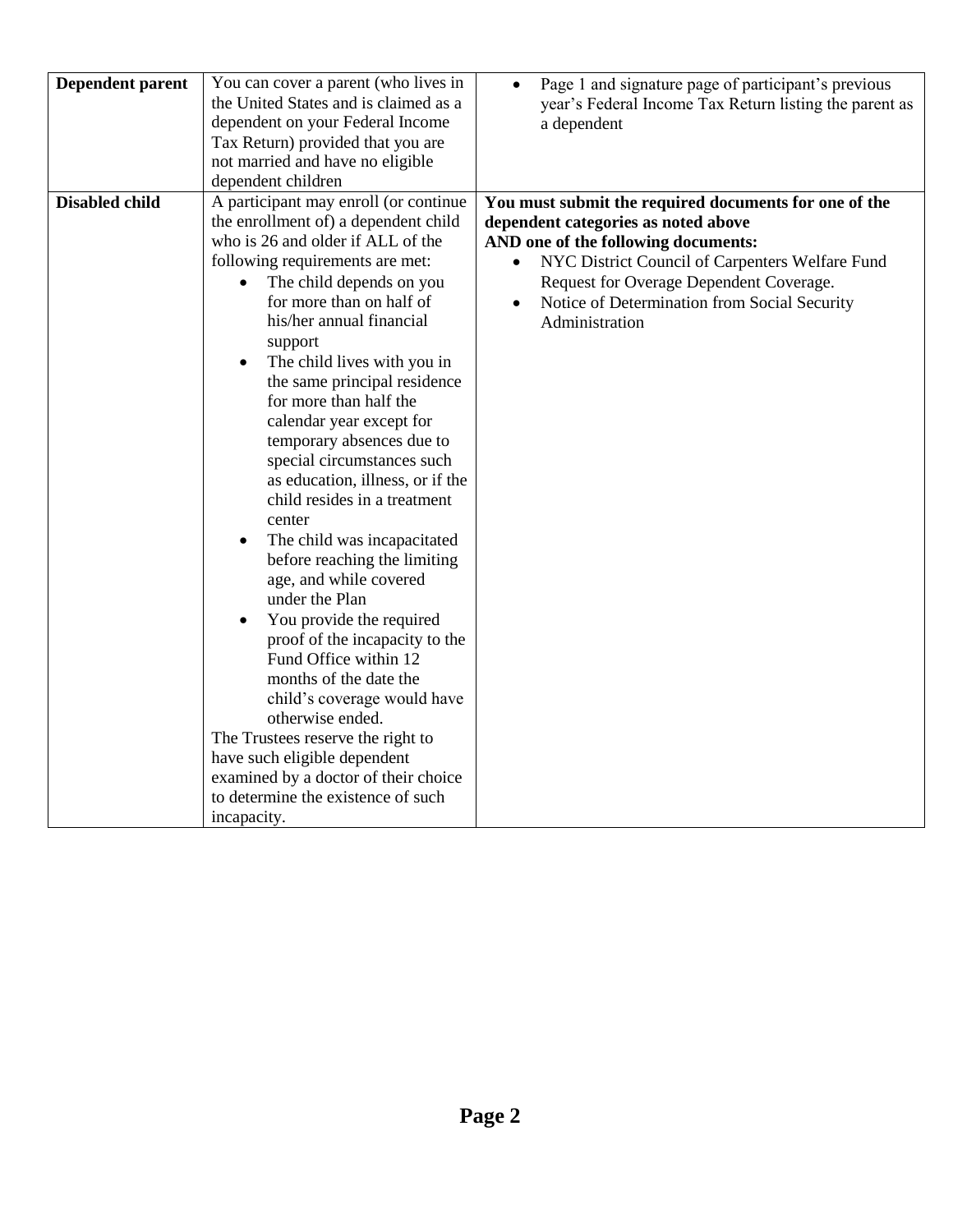| | | |
|---|---|---|
| **Dependent parent** | You can cover a parent (who lives in the United States and is claimed as a dependent on your Federal Income Tax Return) provided that you are not married and have no eligible dependent children | • Page 1 and signature page of participant's previous year's Federal Income Tax Return listing the parent as a dependent |
| **Disabled child** | A participant may enroll (or continue the enrollment of) a dependent child who is 26 and older if ALL of the following requirements are met:<br>• The child depends on you for more than on half of his/her annual financial support<br>• The child lives with you in the same principal residence for more than half the calendar year except for temporary absences due to special circumstances such as education, illness, or if the child resides in a treatment center<br>• The child was incapacitated before reaching the limiting age, and while covered under the Plan<br>• You provide the required proof of the incapacity to the Fund Office within 12 months of the date the child's coverage would have otherwise ended.<br>The Trustees reserve the right to have such eligible dependent examined by a doctor of their choice to determine the existence of such incapacity. | **You must submit the required documents for one of the dependent categories as noted above**<br>**AND one of the following documents:**<br>• NYC District Council of Carpenters Welfare Fund Request for Overage Dependent Coverage.<br>• Notice of Determination from Social Security Administration |